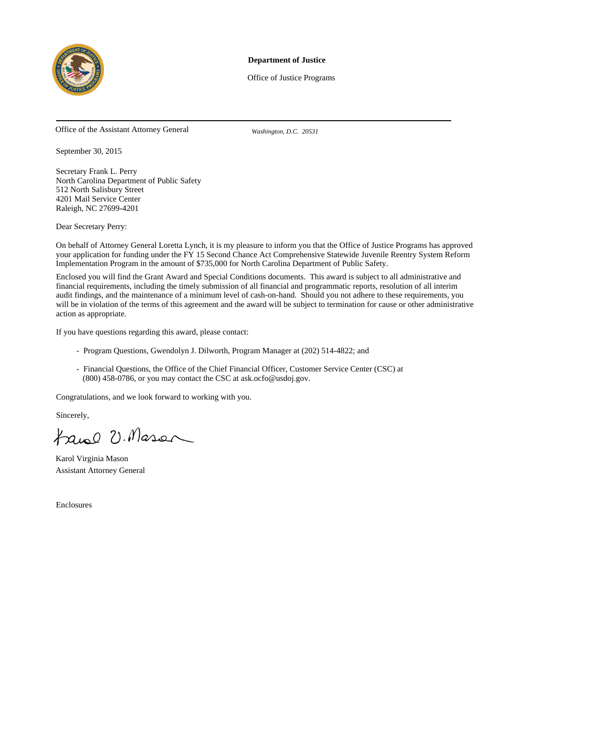**Department of Justice**

Office of Justice Programs

Office of the Assistant Attorney General

*Washington, D.C. 20531*

September 30, 2015

Secretary Frank L. Perry
North Carolina Department of Public Safety
512 North Salisbury Street
4201 Mail Service Center
Raleigh, NC 27699-4201

Dear Secretary Perry:

On behalf of Attorney General Loretta Lynch, it is my pleasure to inform you that the Office of Justice Programs has approved your application for funding under the FY 15 Second Chance Act Comprehensive Statewide Juvenile Reentry System Reform Implementation Program in the amount of $735,000 for North Carolina Department of Public Safety.

Enclosed you will find the Grant Award and Special Conditions documents. This award is subject to all administrative and financial requirements, including the timely submission of all financial and programmatic reports, resolution of all interim audit findings, and the maintenance of a minimum level of cash-on-hand. Should you not adhere to these requirements, you will be in violation of the terms of this agreement and the award will be subject to termination for cause or other administrative action as appropriate.

If you have questions regarding this award, please contact:

- Program Questions, Gwendolyn J. Dilworth, Program Manager at (202) 514-4822; and
- Financial Questions, the Office of the Chief Financial Officer, Customer Service Center (CSC) at (800) 458-0786, or you may contact the CSC at ask.ocfo@usdoj.gov.

Congratulations, and we look forward to working with you.

Sincerely,

Karol Virginia Mason
Assistant Attorney General

Enclosures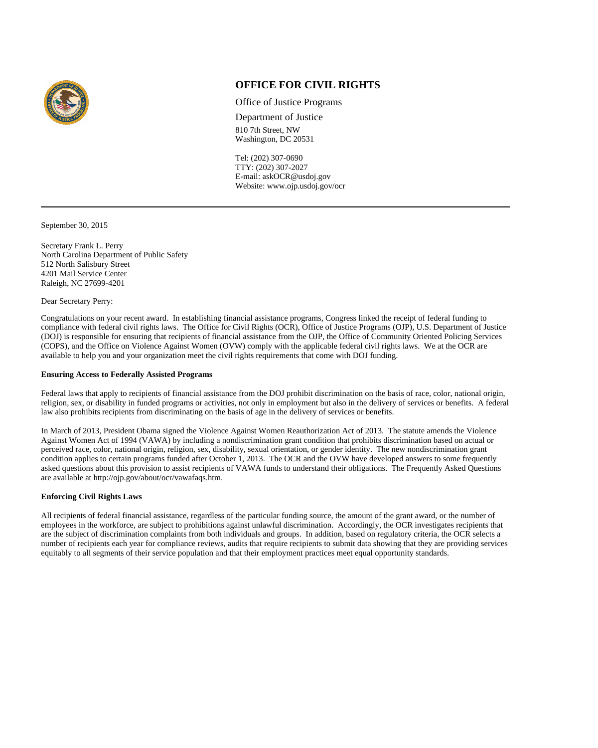# OFFICE FOR CIVIL RIGHTS

Office of Justice Programs

Department of Justice

810 7th Street, NW
Washington, DC 20531

Tel: (202) 307-0690
TTY: (202) 307-2027
E-mail: askOCR@usdoj.gov
Website: www.ojp.usdoj.gov/ocr

---

September 30, 2015

Secretary Frank L. Perry
North Carolina Department of Public Safety
512 North Salisbury Street
4201 Mail Service Center
Raleigh, NC 27699-4201

Dear Secretary Perry:

Congratulations on your recent award. In establishing financial assistance programs, Congress linked the receipt of federal funding to compliance with federal civil rights laws. The Office for Civil Rights (OCR), Office of Justice Programs (OJP), U.S. Department of Justice (DOJ) is responsible for ensuring that recipients of financial assistance from the OJP, the Office of Community Oriented Policing Services (COPS), and the Office on Violence Against Women (OVW) comply with the applicable federal civil rights laws. We at the OCR are available to help you and your organization meet the civil rights requirements that come with DOJ funding.

**Ensuring Access to Federally Assisted Programs**

Federal laws that apply to recipients of financial assistance from the DOJ prohibit discrimination on the basis of race, color, national origin, religion, sex, or disability in funded programs or activities, not only in employment but also in the delivery of services or benefits. A federal law also prohibits recipients from discriminating on the basis of age in the delivery of services or benefits.

In March of 2013, President Obama signed the Violence Against Women Reauthorization Act of 2013. The statute amends the Violence Against Women Act of 1994 (VAWA) by including a nondiscrimination grant condition that prohibits discrimination based on actual or perceived race, color, national origin, religion, sex, disability, sexual orientation, or gender identity. The new nondiscrimination grant condition applies to certain programs funded after October 1, 2013. The OCR and the OVW have developed answers to some frequently asked questions about this provision to assist recipients of VAWA funds to understand their obligations. The Frequently Asked Questions are available at http://ojp.gov/about/ocr/vawafaqs.htm.

**Enforcing Civil Rights Laws**

All recipients of federal financial assistance, regardless of the particular funding source, the amount of the grant award, or the number of employees in the workforce, are subject to prohibitions against unlawful discrimination. Accordingly, the OCR investigates recipients that are the subject of discrimination complaints from both individuals and groups. In addition, based on regulatory criteria, the OCR selects a number of recipients each year for compliance reviews, audits that require recipients to submit data showing that they are providing services equitably to all segments of their service population and that their employment practices meet equal opportunity standards.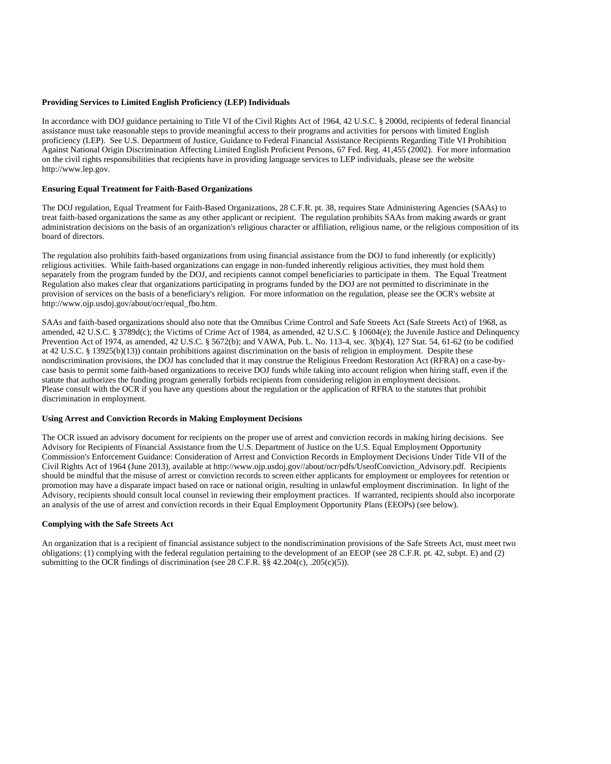**Providing Services to Limited English Proficiency (LEP) Individuals**

In accordance with DOJ guidance pertaining to Title VI of the Civil Rights Act of 1964, 42 U.S.C. § 2000d, recipients of federal financial assistance must take reasonable steps to provide meaningful access to their programs and activities for persons with limited English proficiency (LEP). See U.S. Department of Justice, Guidance to Federal Financial Assistance Recipients Regarding Title VI Prohibition Against National Origin Discrimination Affecting Limited English Proficient Persons, 67 Fed. Reg. 41,455 (2002). For more information on the civil rights responsibilities that recipients have in providing language services to LEP individuals, please see the website http://www.lep.gov.

**Ensuring Equal Treatment for Faith-Based Organizations**

The DOJ regulation, Equal Treatment for Faith-Based Organizations, 28 C.F.R. pt. 38, requires State Administering Agencies (SAAs) to treat faith-based organizations the same as any other applicant or recipient. The regulation prohibits SAAs from making awards or grant administration decisions on the basis of an organization's religious character or affiliation, religious name, or the religious composition of its board of directors.

The regulation also prohibits faith-based organizations from using financial assistance from the DOJ to fund inherently (or explicitly) religious activities. While faith-based organizations can engage in non-funded inherently religious activities, they must hold them separately from the program funded by the DOJ, and recipients cannot compel beneficiaries to participate in them. The Equal Treatment Regulation also makes clear that organizations participating in programs funded by the DOJ are not permitted to discriminate in the provision of services on the basis of a beneficiary's religion. For more information on the regulation, please see the OCR's website at http://www.ojp.usdoj.gov/about/ocr/equal_fbo.htm.

SAAs and faith-based organizations should also note that the Omnibus Crime Control and Safe Streets Act (Safe Streets Act) of 1968, as amended, 42 U.S.C. § 3789d(c); the Victims of Crime Act of 1984, as amended, 42 U.S.C. § 10604(e); the Juvenile Justice and Delinquency Prevention Act of 1974, as amended, 42 U.S.C. § 5672(b); and VAWA, Pub. L. No. 113-4, sec. 3(b)(4), 127 Stat. 54, 61-62 (to be codified at 42 U.S.C. § 13925(b)(13)) contain prohibitions against discrimination on the basis of religion in employment. Despite these nondiscrimination provisions, the DOJ has concluded that it may construe the Religious Freedom Restoration Act (RFRA) on a case-by-case basis to permit some faith-based organizations to receive DOJ funds while taking into account religion when hiring staff, even if the statute that authorizes the funding program generally forbids recipients from considering religion in employment decisions.
Please consult with the OCR if you have any questions about the regulation or the application of RFRA to the statutes that prohibit discrimination in employment.

**Using Arrest and Conviction Records in Making Employment Decisions**

The OCR issued an advisory document for recipients on the proper use of arrest and conviction records in making hiring decisions. See Advisory for Recipients of Financial Assistance from the U.S. Department of Justice on the U.S. Equal Employment Opportunity Commission's Enforcement Guidance: Consideration of Arrest and Conviction Records in Employment Decisions Under Title VII of the Civil Rights Act of 1964 (June 2013), available at http://www.ojp.usdoj.gov//about/ocr/pdfs/UseofConviction_Advisory.pdf. Recipients should be mindful that the misuse of arrest or conviction records to screen either applicants for employment or employees for retention or promotion may have a disparate impact based on race or national origin, resulting in unlawful employment discrimination. In light of the Advisory, recipients should consult local counsel in reviewing their employment practices. If warranted, recipients should also incorporate an analysis of the use of arrest and conviction records in their Equal Employment Opportunity Plans (EEOPs) (see below).

**Complying with the Safe Streets Act**

An organization that is a recipient of financial assistance subject to the nondiscrimination provisions of the Safe Streets Act, must meet two obligations: (1) complying with the federal regulation pertaining to the development of an EEOP (see 28 C.F.R. pt. 42, subpt. E) and (2) submitting to the OCR findings of discrimination (see 28 C.F.R. §§ 42.204(c), .205(c)(5)).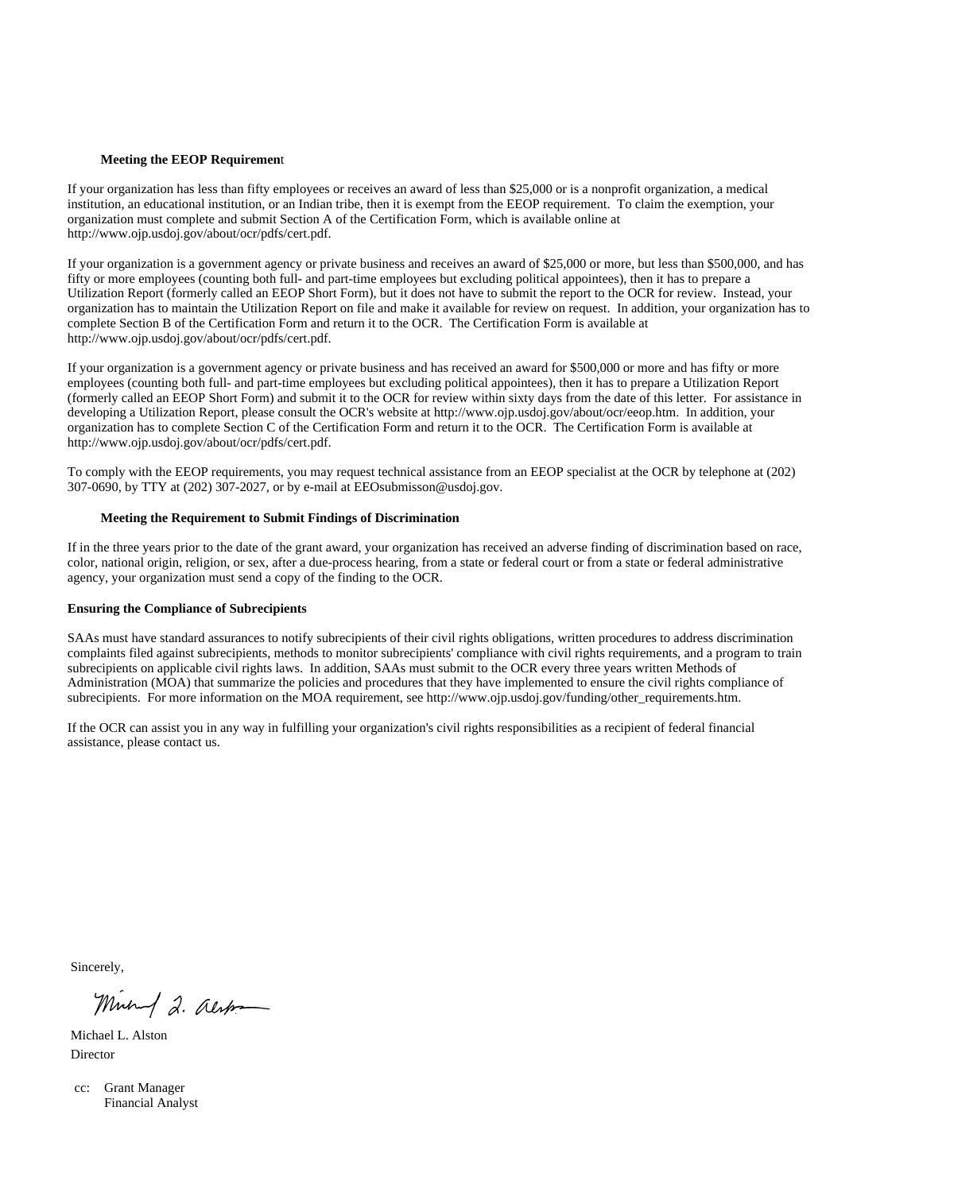**Meeting the EEOP Requirement**

If your organization has less than fifty employees or receives an award of less than $25,000 or is a nonprofit organization, a medical institution, an educational institution, or an Indian tribe, then it is exempt from the EEOP requirement. To claim the exemption, your organization must complete and submit Section A of the Certification Form, which is available online at http://www.ojp.usdoj.gov/about/ocr/pdfs/cert.pdf.

If your organization is a government agency or private business and receives an award of $25,000 or more, but less than $500,000, and has fifty or more employees (counting both full- and part-time employees but excluding political appointees), then it has to prepare a Utilization Report (formerly called an EEOP Short Form), but it does not have to submit the report to the OCR for review. Instead, your organization has to maintain the Utilization Report on file and make it available for review on request. In addition, your organization has to complete Section B of the Certification Form and return it to the OCR. The Certification Form is available at http://www.ojp.usdoj.gov/about/ocr/pdfs/cert.pdf.

If your organization is a government agency or private business and has received an award for $500,000 or more and has fifty or more employees (counting both full- and part-time employees but excluding political appointees), then it has to prepare a Utilization Report (formerly called an EEOP Short Form) and submit it to the OCR for review within sixty days from the date of this letter. For assistance in developing a Utilization Report, please consult the OCR's website at http://www.ojp.usdoj.gov/about/ocr/eeop.htm. In addition, your organization has to complete Section C of the Certification Form and return it to the OCR. The Certification Form is available at http://www.ojp.usdoj.gov/about/ocr/pdfs/cert.pdf.

To comply with the EEOP requirements, you may request technical assistance from an EEOP specialist at the OCR by telephone at (202) 307-0690, by TTY at (202) 307-2027, or by e-mail at EEOsubmisson@usdoj.gov.

**Meeting the Requirement to Submit Findings of Discrimination**

If in the three years prior to the date of the grant award, your organization has received an adverse finding of discrimination based on race, color, national origin, religion, or sex, after a due-process hearing, from a state or federal court or from a state or federal administrative agency, your organization must send a copy of the finding to the OCR.

**Ensuring the Compliance of Subrecipients**

SAAs must have standard assurances to notify subrecipients of their civil rights obligations, written procedures to address discrimination complaints filed against subrecipients, methods to monitor subrecipients' compliance with civil rights requirements, and a program to train subrecipients on applicable civil rights laws. In addition, SAAs must submit to the OCR every three years written Methods of Administration (MOA) that summarize the policies and procedures that they have implemented to ensure the civil rights compliance of subrecipients. For more information on the MOA requirement, see http://www.ojp.usdoj.gov/funding/other_requirements.htm.

If the OCR can assist you in any way in fulfilling your organization's civil rights responsibilities as a recipient of federal financial assistance, please contact us.

Sincerely,

Michael L. Alston
Director

cc: Grant Manager
Financial Analyst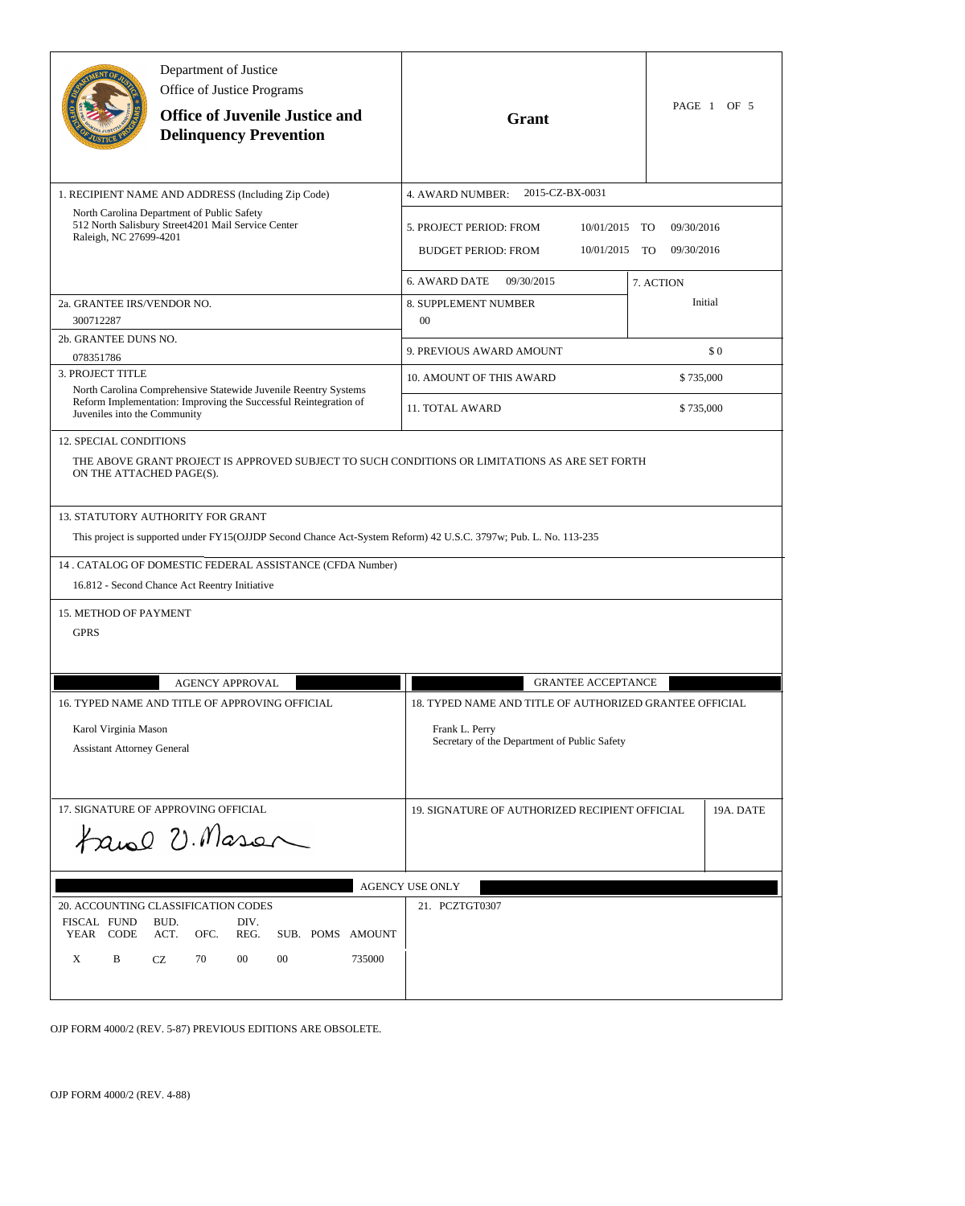Department of Justice
Office of Justice Programs

**Office of Juvenile Justice and Delinquency Prevention**

## Grant

| | |
|---|---|
| 1. RECIPIENT NAME AND ADDRESS (Including Zip Code)<br>North Carolina Department of Public Safety<br>512 North Salisbury Street4201 Mail Service Center<br>Raleigh, NC 27699-4201 | 4. AWARD NUMBER: 2015-CZ-BX-0031<br><br>5. PROJECT PERIOD: FROM 10/01/2015 TO 09/30/2016<br>BUDGET PERIOD: FROM 10/01/2015 TO 09/30/2016<br><br>6. AWARD DATE 09/30/2015 |
| 2a. GRANTEE IRS/VENDOR NO.<br>300712287 | 7. ACTION<br>Initial<br><br>8. SUPPLEMENT NUMBER<br>00 |
| 2b. GRANTEE DUNS NO.<br>078351786 | 9. PREVIOUS AWARD AMOUNT $ 0 |
| 3. PROJECT TITLE<br>North Carolina Comprehensive Statewide Juvenile Reentry Systems Reform Implementation: Improving the Successful Reintegration of Juveniles into the Community | 10. AMOUNT OF THIS AWARD $ 735,000<br><br>11. TOTAL AWARD $ 735,000 |

12. SPECIAL CONDITIONS

THE ABOVE GRANT PROJECT IS APPROVED SUBJECT TO SUCH CONDITIONS OR LIMITATIONS AS ARE SET FORTH ON THE ATTACHED PAGE(S).

13. STATUTORY AUTHORITY FOR GRANT

This project is supported under FY15(OJJDP Second Chance Act-System Reform) 42 U.S.C. 3797w; Pub. L. No. 113-235

14. CATALOG OF DOMESTIC FEDERAL ASSISTANCE (CFDA Number)

16.812 - Second Chance Act Reentry Initiative

15. METHOD OF PAYMENT

GPRS

| AGENCY APPROVAL | GRANTEE ACCEPTANCE |
|---|---|
| 16. TYPED NAME AND TITLE OF APPROVING OFFICIAL<br>Karol Virginia Mason<br>Assistant Attorney General | 18. TYPED NAME AND TITLE OF AUTHORIZED GRANTEE OFFICIAL<br>Frank L. Perry<br>Secretary of the Department of Public Safety |
| 17. SIGNATURE OF APPROVING OFFICIAL<br>*Karol V. Mason* | 19. SIGNATURE OF AUTHORIZED RECIPIENT OFFICIAL / 19A. DATE |

AGENCY USE ONLY

20. ACCOUNTING CLASSIFICATION CODES

| FISCAL YEAR | FUND CODE | BUD. ACT. | OFC. | DIV. REG. | SUB. | POMS | AMOUNT |
|---|---|---|---|---|---|---|---|
| X | B | CZ | 70 | 00 | 00 | | 735000 |

21. PCZTGT0307

OJP FORM 4000/2 (REV. 5-87) PREVIOUS EDITIONS ARE OBSOLETE.

OJP FORM 4000/2 (REV. 4-88)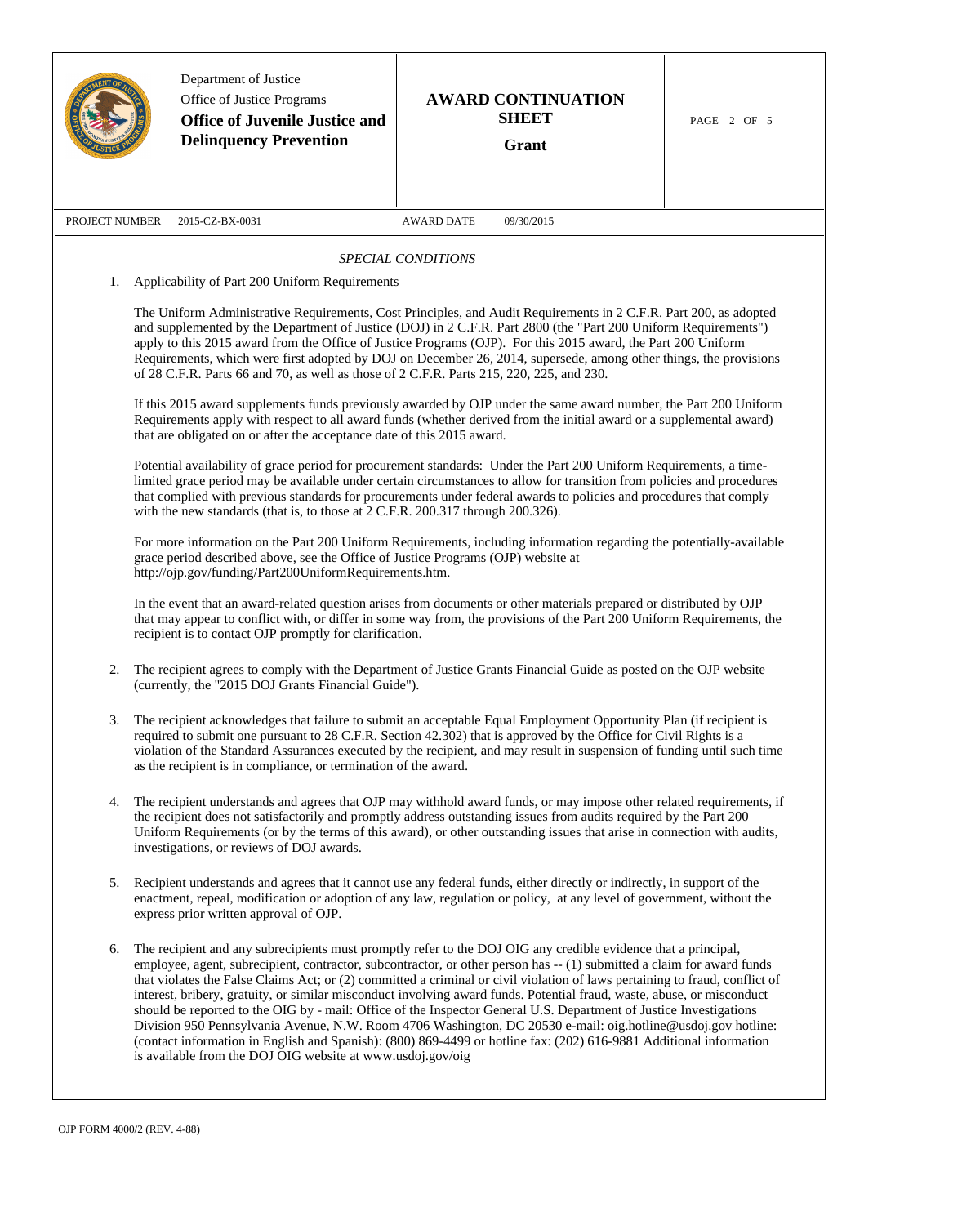Department of Justice
Office of Justice Programs
**Office of Juvenile Justice and Delinquency Prevention**

**AWARD CONTINUATION SHEET**

**Grant**

PROJECT NUMBER 2015-CZ-BX-0031

AWARD DATE 09/30/2015

*SPECIAL CONDITIONS*

1. Applicability of Part 200 Uniform Requirements

   The Uniform Administrative Requirements, Cost Principles, and Audit Requirements in 2 C.F.R. Part 200, as adopted and supplemented by the Department of Justice (DOJ) in 2 C.F.R. Part 2800 (the "Part 200 Uniform Requirements") apply to this 2015 award from the Office of Justice Programs (OJP). For this 2015 award, the Part 200 Uniform Requirements, which were first adopted by DOJ on December 26, 2014, supersede, among other things, the provisions of 28 C.F.R. Parts 66 and 70, as well as those of 2 C.F.R. Parts 215, 220, 225, and 230.

   If this 2015 award supplements funds previously awarded by OJP under the same award number, the Part 200 Uniform Requirements apply with respect to all award funds (whether derived from the initial award or a supplemental award) that are obligated on or after the acceptance date of this 2015 award.

   Potential availability of grace period for procurement standards: Under the Part 200 Uniform Requirements, a time-limited grace period may be available under certain circumstances to allow for transition from policies and procedures that complied with previous standards for procurements under federal awards to policies and procedures that comply with the new standards (that is, to those at 2 C.F.R. 200.317 through 200.326).

   For more information on the Part 200 Uniform Requirements, including information regarding the potentially-available grace period described above, see the Office of Justice Programs (OJP) website at http://ojp.gov/funding/Part200UniformRequirements.htm.

   In the event that an award-related question arises from documents or other materials prepared or distributed by OJP that may appear to conflict with, or differ in some way from, the provisions of the Part 200 Uniform Requirements, the recipient is to contact OJP promptly for clarification.

2. The recipient agrees to comply with the Department of Justice Grants Financial Guide as posted on the OJP website (currently, the "2015 DOJ Grants Financial Guide").

3. The recipient acknowledges that failure to submit an acceptable Equal Employment Opportunity Plan (if recipient is required to submit one pursuant to 28 C.F.R. Section 42.302) that is approved by the Office for Civil Rights is a violation of the Standard Assurances executed by the recipient, and may result in suspension of funding until such time as the recipient is in compliance, or termination of the award.

4. The recipient understands and agrees that OJP may withhold award funds, or may impose other related requirements, if the recipient does not satisfactorily and promptly address outstanding issues from audits required by the Part 200 Uniform Requirements (or by the terms of this award), or other outstanding issues that arise in connection with audits, investigations, or reviews of DOJ awards.

5. Recipient understands and agrees that it cannot use any federal funds, either directly or indirectly, in support of the enactment, repeal, modification or adoption of any law, regulation or policy, at any level of government, without the express prior written approval of OJP.

6. The recipient and any subrecipients must promptly refer to the DOJ OIG any credible evidence that a principal, employee, agent, subrecipient, contractor, subcontractor, or other person has -- (1) submitted a claim for award funds that violates the False Claims Act; or (2) committed a criminal or civil violation of laws pertaining to fraud, conflict of interest, bribery, gratuity, or similar misconduct involving award funds. Potential fraud, waste, abuse, or misconduct should be reported to the OIG by - mail: Office of the Inspector General U.S. Department of Justice Investigations Division 950 Pennsylvania Avenue, N.W. Room 4706 Washington, DC 20530 e-mail: oig.hotline@usdoj.gov hotline: (contact information in English and Spanish): (800) 869-4499 or hotline fax: (202) 616-9881 Additional information is available from the DOJ OIG website at www.usdoj.gov/oig

OJP FORM 4000/2 (REV. 4-88)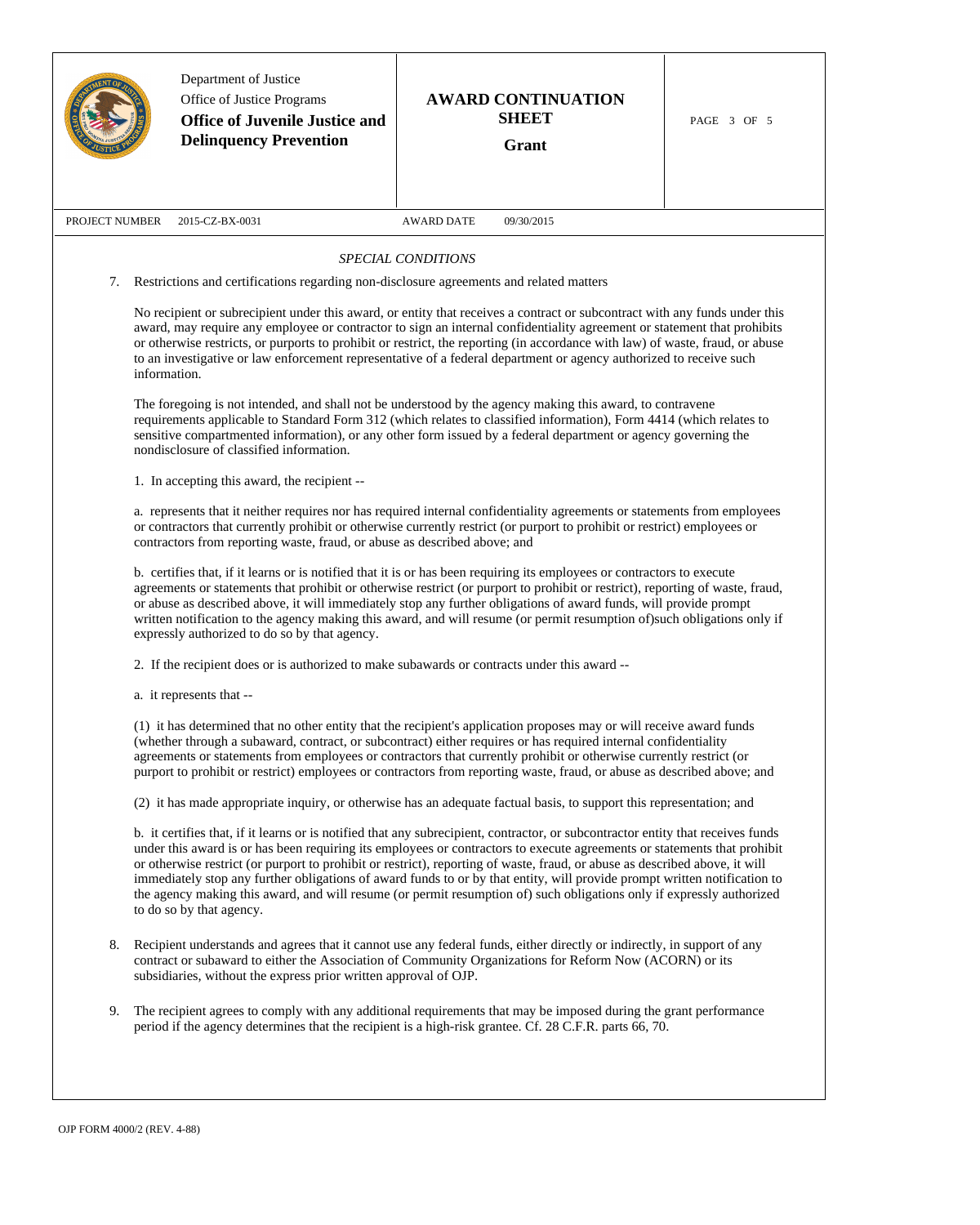Department of Justice
Office of Justice Programs
**Office of Juvenile Justice and Delinquency Prevention**

**AWARD CONTINUATION SHEET**

**Grant**

| PROJECT NUMBER | 2015-CZ-BX-0031 | AWARD DATE | 09/30/2015 |
|---|---|---|---|

*SPECIAL CONDITIONS*

7. Restrictions and certifications regarding non-disclosure agreements and related matters

   No recipient or subrecipient under this award, or entity that receives a contract or subcontract with any funds under this award, may require any employee or contractor to sign an internal confidentiality agreement or statement that prohibits or otherwise restricts, or purports to prohibit or restrict, the reporting (in accordance with law) of waste, fraud, or abuse to an investigative or law enforcement representative of a federal department or agency authorized to receive such information.

   The foregoing is not intended, and shall not be understood by the agency making this award, to contravene requirements applicable to Standard Form 312 (which relates to classified information), Form 4414 (which relates to sensitive compartmented information), or any other form issued by a federal department or agency governing the nondisclosure of classified information.

   1. In accepting this award, the recipient --

   a. represents that it neither requires nor has required internal confidentiality agreements or statements from employees or contractors that currently prohibit or otherwise currently restrict (or purport to prohibit or restrict) employees or contractors from reporting waste, fraud, or abuse as described above; and

   b. certifies that, if it learns or is notified that it is or has been requiring its employees or contractors to execute agreements or statements that prohibit or otherwise restrict (or purport to prohibit or restrict), reporting of waste, fraud, or abuse as described above, it will immediately stop any further obligations of award funds, will provide prompt written notification to the agency making this award, and will resume (or permit resumption of)such obligations only if expressly authorized to do so by that agency.

   2. If the recipient does or is authorized to make subawards or contracts under this award --

   a. it represents that --

   (1) it has determined that no other entity that the recipient's application proposes may or will receive award funds (whether through a subaward, contract, or subcontract) either requires or has required internal confidentiality agreements or statements from employees or contractors that currently prohibit or otherwise currently restrict (or purport to prohibit or restrict) employees or contractors from reporting waste, fraud, or abuse as described above; and

   (2) it has made appropriate inquiry, or otherwise has an adequate factual basis, to support this representation; and

   b. it certifies that, if it learns or is notified that any subrecipient, contractor, or subcontractor entity that receives funds under this award is or has been requiring its employees or contractors to execute agreements or statements that prohibit or otherwise restrict (or purport to prohibit or restrict), reporting of waste, fraud, or abuse as described above, it will immediately stop any further obligations of award funds to or by that entity, will provide prompt written notification to the agency making this award, and will resume (or permit resumption of) such obligations only if expressly authorized to do so by that agency.

8. Recipient understands and agrees that it cannot use any federal funds, either directly or indirectly, in support of any contract or subaward to either the Association of Community Organizations for Reform Now (ACORN) or its subsidiaries, without the express prior written approval of OJP.

9. The recipient agrees to comply with any additional requirements that may be imposed during the grant performance period if the agency determines that the recipient is a high-risk grantee. Cf. 28 C.F.R. parts 66, 70.

OJP FORM 4000/2 (REV. 4-88)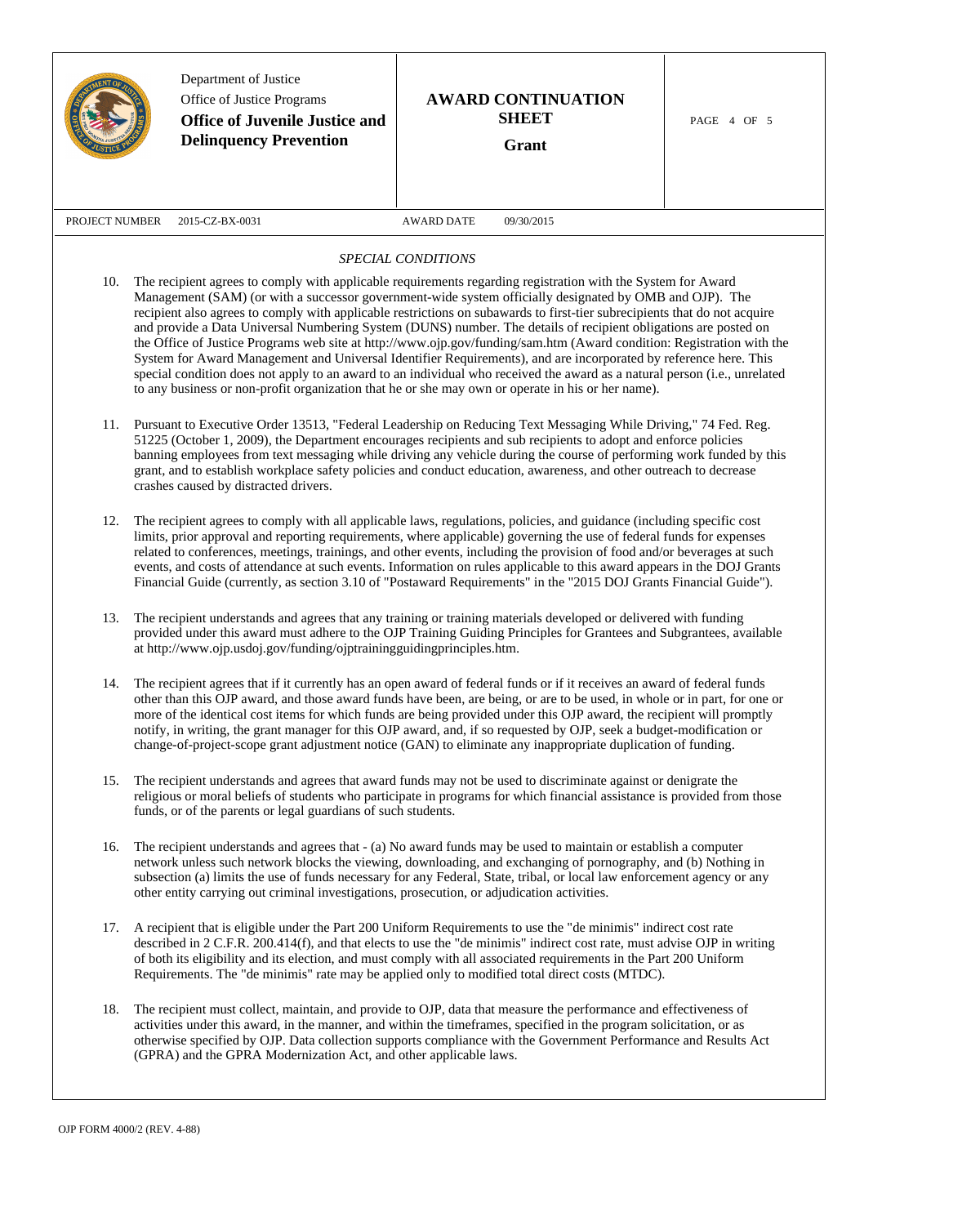Department of Justice
Office of Justice Programs
**Office of Juvenile Justice and Delinquency Prevention**

**AWARD CONTINUATION SHEET**

**Grant**

PROJECT NUMBER 2015-CZ-BX-0031 AWARD DATE 09/30/2015

*SPECIAL CONDITIONS*

10. The recipient agrees to comply with applicable requirements regarding registration with the System for Award Management (SAM) (or with a successor government-wide system officially designated by OMB and OJP). The recipient also agrees to comply with applicable restrictions on subawards to first-tier subrecipients that do not acquire and provide a Data Universal Numbering System (DUNS) number. The details of recipient obligations are posted on the Office of Justice Programs web site at http://www.ojp.gov/funding/sam.htm (Award condition: Registration with the System for Award Management and Universal Identifier Requirements), and are incorporated by reference here. This special condition does not apply to an award to an individual who received the award as a natural person (i.e., unrelated to any business or non-profit organization that he or she may own or operate in his or her name).

11. Pursuant to Executive Order 13513, "Federal Leadership on Reducing Text Messaging While Driving," 74 Fed. Reg. 51225 (October 1, 2009), the Department encourages recipients and sub recipients to adopt and enforce policies banning employees from text messaging while driving any vehicle during the course of performing work funded by this grant, and to establish workplace safety policies and conduct education, awareness, and other outreach to decrease crashes caused by distracted drivers.

12. The recipient agrees to comply with all applicable laws, regulations, policies, and guidance (including specific cost limits, prior approval and reporting requirements, where applicable) governing the use of federal funds for expenses related to conferences, meetings, trainings, and other events, including the provision of food and/or beverages at such events, and costs of attendance at such events. Information on rules applicable to this award appears in the DOJ Grants Financial Guide (currently, as section 3.10 of "Postaward Requirements" in the "2015 DOJ Grants Financial Guide").

13. The recipient understands and agrees that any training or training materials developed or delivered with funding provided under this award must adhere to the OJP Training Guiding Principles for Grantees and Subgrantees, available at http://www.ojp.usdoj.gov/funding/ojptrainingguidingprinciples.htm.

14. The recipient agrees that if it currently has an open award of federal funds or if it receives an award of federal funds other than this OJP award, and those award funds have been, are being, or are to be used, in whole or in part, for one or more of the identical cost items for which funds are being provided under this OJP award, the recipient will promptly notify, in writing, the grant manager for this OJP award, and, if so requested by OJP, seek a budget-modification or change-of-project-scope grant adjustment notice (GAN) to eliminate any inappropriate duplication of funding.

15. The recipient understands and agrees that award funds may not be used to discriminate against or denigrate the religious or moral beliefs of students who participate in programs for which financial assistance is provided from those funds, or of the parents or legal guardians of such students.

16. The recipient understands and agrees that - (a) No award funds may be used to maintain or establish a computer network unless such network blocks the viewing, downloading, and exchanging of pornography, and (b) Nothing in subsection (a) limits the use of funds necessary for any Federal, State, tribal, or local law enforcement agency or any other entity carrying out criminal investigations, prosecution, or adjudication activities.

17. A recipient that is eligible under the Part 200 Uniform Requirements to use the "de minimis" indirect cost rate described in 2 C.F.R. 200.414(f), and that elects to use the "de minimis" indirect cost rate, must advise OJP in writing of both its eligibility and its election, and must comply with all associated requirements in the Part 200 Uniform Requirements. The "de minimis" rate may be applied only to modified total direct costs (MTDC).

18. The recipient must collect, maintain, and provide to OJP, data that measure the performance and effectiveness of activities under this award, in the manner, and within the timeframes, specified in the program solicitation, or as otherwise specified by OJP. Data collection supports compliance with the Government Performance and Results Act (GPRA) and the GPRA Modernization Act, and other applicable laws.

OJP FORM 4000/2 (REV. 4-88)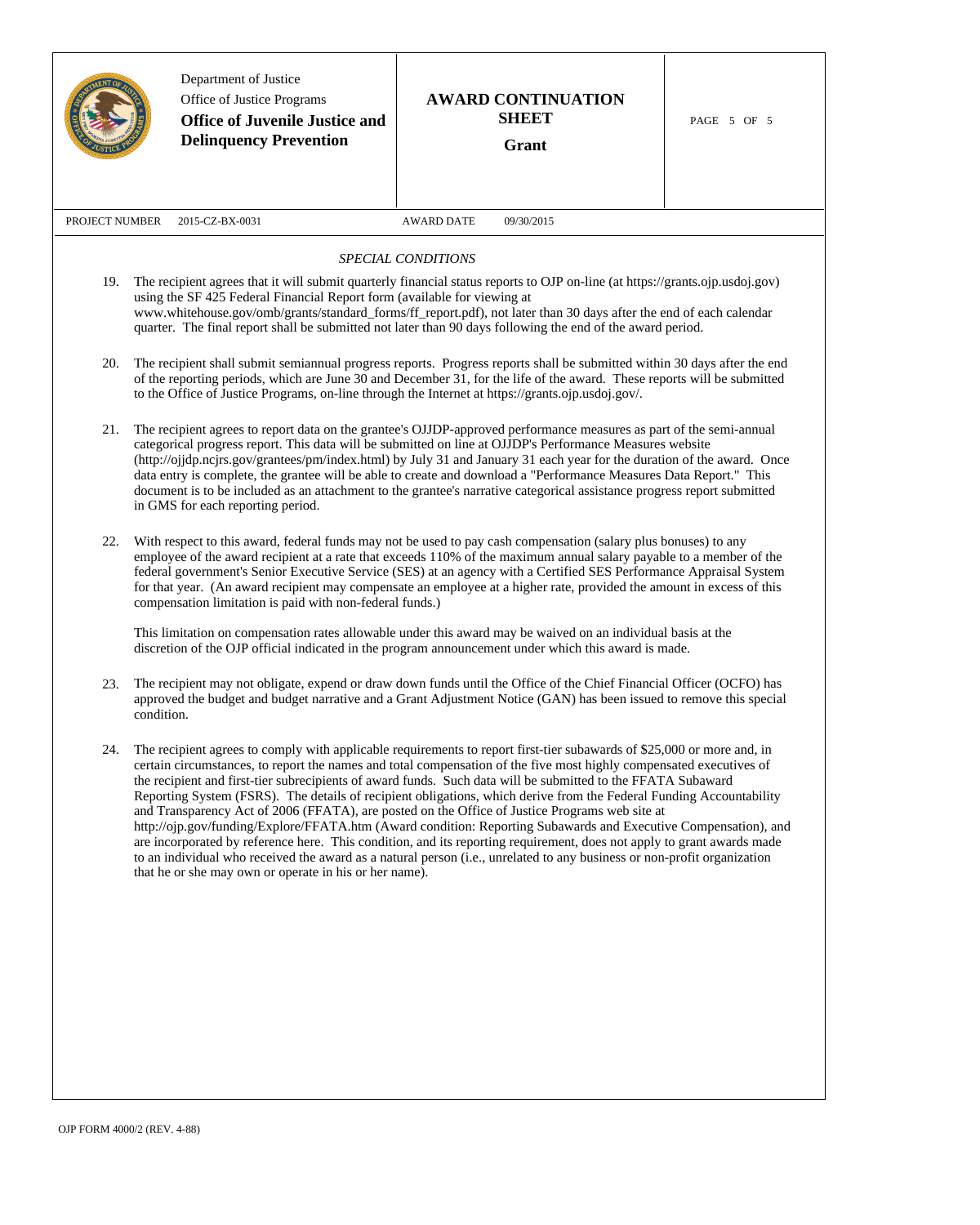Department of Justice
Office of Justice Programs
**Office of Juvenile Justice and Delinquency Prevention**

**AWARD CONTINUATION SHEET**

**Grant**

PROJECT NUMBER 2015-CZ-BX-0031 AWARD DATE 09/30/2015

*SPECIAL CONDITIONS*

19. The recipient agrees that it will submit quarterly financial status reports to OJP on-line (at https://grants.ojp.usdoj.gov) using the SF 425 Federal Financial Report form (available for viewing at www.whitehouse.gov/omb/grants/standard_forms/ff_report.pdf), not later than 30 days after the end of each calendar quarter. The final report shall be submitted not later than 90 days following the end of the award period.

20. The recipient shall submit semiannual progress reports. Progress reports shall be submitted within 30 days after the end of the reporting periods, which are June 30 and December 31, for the life of the award. These reports will be submitted to the Office of Justice Programs, on-line through the Internet at https://grants.ojp.usdoj.gov/.

21. The recipient agrees to report data on the grantee's OJJDP-approved performance measures as part of the semi-annual categorical progress report. This data will be submitted on line at OJJDP's Performance Measures website (http://ojjdp.ncjrs.gov/grantees/pm/index.html) by July 31 and January 31 each year for the duration of the award. Once data entry is complete, the grantee will be able to create and download a "Performance Measures Data Report." This document is to be included as an attachment to the grantee's narrative categorical assistance progress report submitted in GMS for each reporting period.

22. With respect to this award, federal funds may not be used to pay cash compensation (salary plus bonuses) to any employee of the award recipient at a rate that exceeds 110% of the maximum annual salary payable to a member of the federal government's Senior Executive Service (SES) at an agency with a Certified SES Performance Appraisal System for that year. (An award recipient may compensate an employee at a higher rate, provided the amount in excess of this compensation limitation is paid with non-federal funds.)

    This limitation on compensation rates allowable under this award may be waived on an individual basis at the discretion of the OJP official indicated in the program announcement under which this award is made.

23. The recipient may not obligate, expend or draw down funds until the Office of the Chief Financial Officer (OCFO) has approved the budget and budget narrative and a Grant Adjustment Notice (GAN) has been issued to remove this special condition.

24. The recipient agrees to comply with applicable requirements to report first-tier subawards of $25,000 or more and, in certain circumstances, to report the names and total compensation of the five most highly compensated executives of the recipient and first-tier subrecipients of award funds. Such data will be submitted to the FFATA Subaward Reporting System (FSRS). The details of recipient obligations, which derive from the Federal Funding Accountability and Transparency Act of 2006 (FFATA), are posted on the Office of Justice Programs web site at http://ojp.gov/funding/Explore/FFATA.htm (Award condition: Reporting Subawards and Executive Compensation), and are incorporated by reference here. This condition, and its reporting requirement, does not apply to grant awards made to an individual who received the award as a natural person (i.e., unrelated to any business or non-profit organization that he or she may own or operate in his or her name).

OJP FORM 4000/2 (REV. 4-88)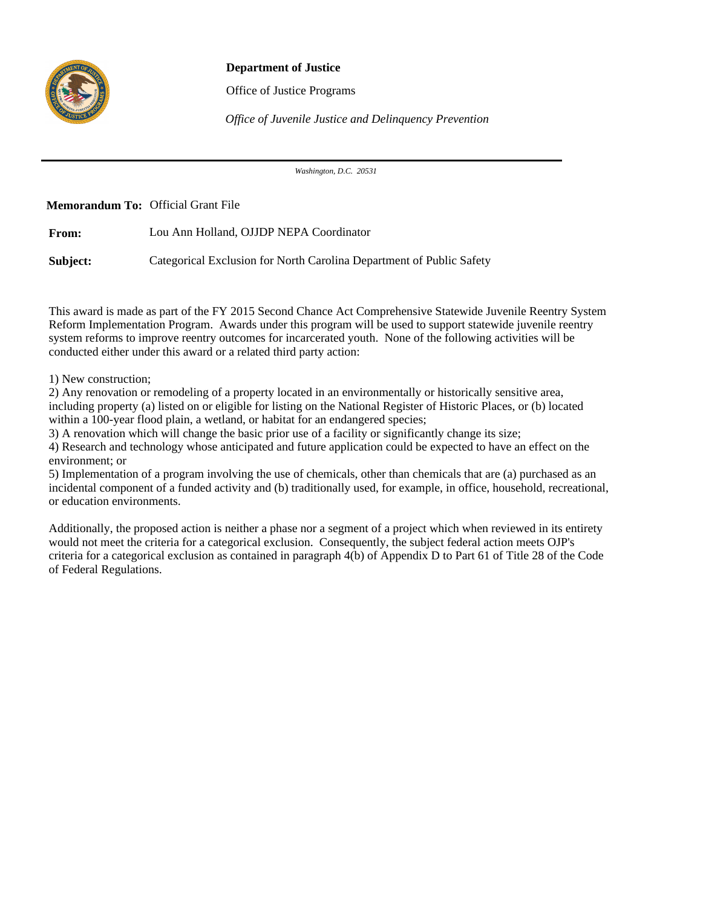**Department of Justice**

Office of Justice Programs

*Office of Juvenile Justice and Delinquency Prevention*

---

*Washington, D.C. 20531*

**Memorandum To:** Official Grant File

**From:** Lou Ann Holland, OJJDP NEPA Coordinator

**Subject:** Categorical Exclusion for North Carolina Department of Public Safety

This award is made as part of the FY 2015 Second Chance Act Comprehensive Statewide Juvenile Reentry System Reform Implementation Program. Awards under this program will be used to support statewide juvenile reentry system reforms to improve reentry outcomes for incarcerated youth. None of the following activities will be conducted either under this award or a related third party action:

1) New construction;
2) Any renovation or remodeling of a property located in an environmentally or historically sensitive area, including property (a) listed on or eligible for listing on the National Register of Historic Places, or (b) located within a 100-year flood plain, a wetland, or habitat for an endangered species;
3) A renovation which will change the basic prior use of a facility or significantly change its size;
4) Research and technology whose anticipated and future application could be expected to have an effect on the environment; or
5) Implementation of a program involving the use of chemicals, other than chemicals that are (a) purchased as an incidental component of a funded activity and (b) traditionally used, for example, in office, household, recreational, or education environments.

Additionally, the proposed action is neither a phase nor a segment of a project which when reviewed in its entirety would not meet the criteria for a categorical exclusion. Consequently, the subject federal action meets OJP's criteria for a categorical exclusion as contained in paragraph 4(b) of Appendix D to Part 61 of Title 28 of the Code of Federal Regulations.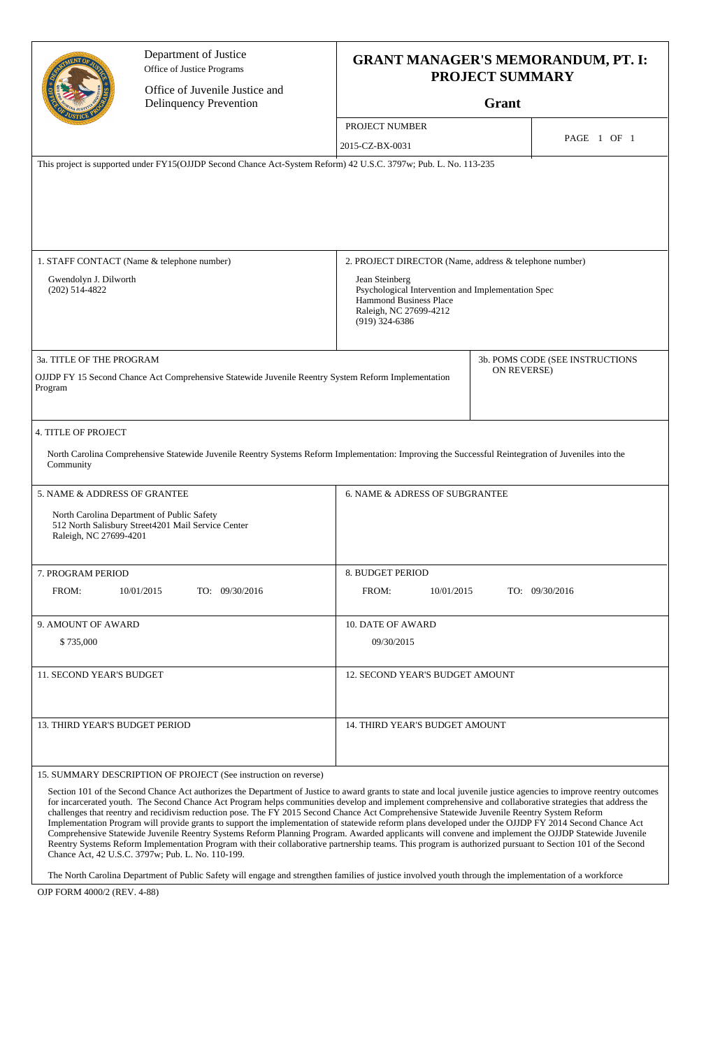Department of Justice
Office of Justice Programs

Office of Juvenile Justice and Delinquency Prevention

# GRANT MANAGER'S MEMORANDUM, PT. I: PROJECT SUMMARY

**Grant**

| PROJECT NUMBER | |
|---|---|
| 2015-CZ-BX-0031 | PAGE 1 OF 1 |

This project is supported under FY15(OJJDP Second Chance Act-System Reform) 42 U.S.C. 3797w; Pub. L. No. 113-235

| 1. STAFF CONTACT (Name & telephone number) | 2. PROJECT DIRECTOR (Name, address & telephone number) |
|---|---|
| Gwendolyn J. Dilworth<br>(202) 514-4822 | Jean Steinberg<br>Psychological Intervention and Implementation Spec<br>Hammond Business Place<br>Raleigh, NC 27699-4212<br>(919) 324-6386 |

| 3a. TITLE OF THE PROGRAM | 3b. POMS CODE (SEE INSTRUCTIONS ON REVERSE) |
|---|---|
| OJJDP FY 15 Second Chance Act Comprehensive Statewide Juvenile Reentry System Reform Implementation Program | |

**4. TITLE OF PROJECT**

North Carolina Comprehensive Statewide Juvenile Reentry Systems Reform Implementation: Improving the Successful Reintegration of Juveniles into the Community

| 5. NAME & ADDRESS OF GRANTEE | 6. NAME & ADRESS OF SUBGRANTEE |
|---|---|
| North Carolina Department of Public Safety<br>512 North Salisbury Street4201 Mail Service Center<br>Raleigh, NC 27699-4201 | |

| 7. PROGRAM PERIOD | 8. BUDGET PERIOD |
|---|---|
| FROM: 10/01/2015 TO: 09/30/2016 | FROM: 10/01/2015 TO: 09/30/2016 |

| 9. AMOUNT OF AWARD | 10. DATE OF AWARD |
|---|---|
| $ 735,000 | 09/30/2015 |

| 11. SECOND YEAR'S BUDGET | 12. SECOND YEAR'S BUDGET AMOUNT |
|---|---|
| | |

| 13. THIRD YEAR'S BUDGET PERIOD | 14. THIRD YEAR'S BUDGET AMOUNT |
|---|---|
| | |

**15. SUMMARY DESCRIPTION OF PROJECT (See instruction on reverse)**

Section 101 of the Second Chance Act authorizes the Department of Justice to award grants to state and local juvenile justice agencies to improve reentry outcomes for incarcerated youth. The Second Chance Act Program helps communities develop and implement comprehensive and collaborative strategies that address the challenges that reentry and recidivism reduction pose. The FY 2015 Second Chance Act Comprehensive Statewide Juvenile Reentry System Reform Implementation Program will provide grants to support the implementation of statewide reform plans developed under the OJJDP FY 2014 Second Chance Act Comprehensive Statewide Juvenile Reentry Systems Reform Planning Program. Awarded applicants will convene and implement the OJJDP Statewide Juvenile Reentry Systems Reform Implementation Program with their collaborative partnership teams. This program is authorized pursuant to Section 101 of the Second Chance Act, 42 U.S.C. 3797w; Pub. L. No. 110-199.

The North Carolina Department of Public Safety will engage and strengthen families of justice involved youth through the implementation of a workforce

OJP FORM 4000/2 (REV. 4-88)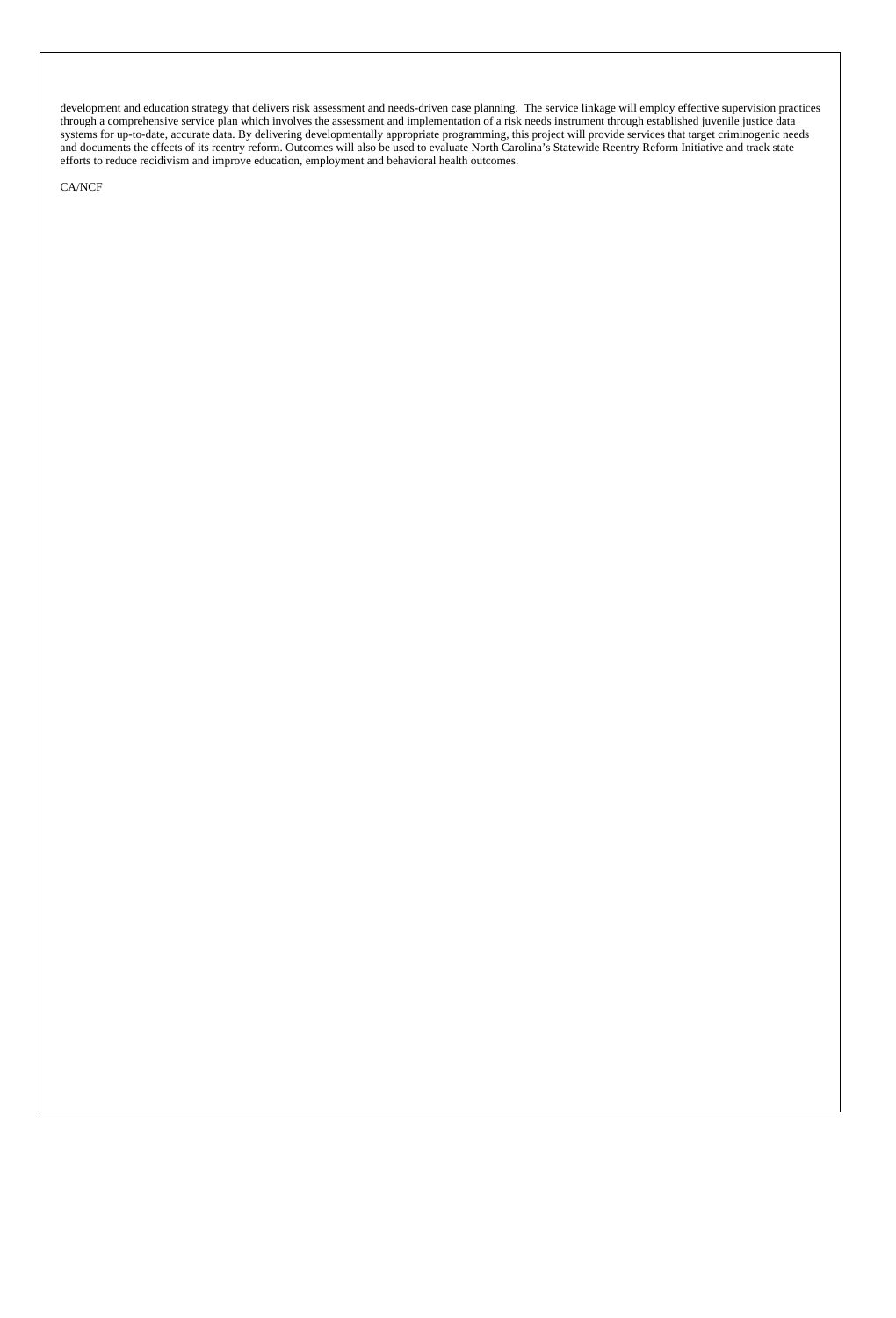development and education strategy that delivers risk assessment and needs-driven case planning. The service linkage will employ effective supervision practices through a comprehensive service plan which involves the assessment and implementation of a risk needs instrument through established juvenile justice data systems for up-to-date, accurate data. By delivering developmentally appropriate programming, this project will provide services that target criminogenic needs and documents the effects of its reentry reform. Outcomes will also be used to evaluate North Carolina's Statewide Reentry Reform Initiative and track state efforts to reduce recidivism and improve education, employment and behavioral health outcomes.

CA/NCF